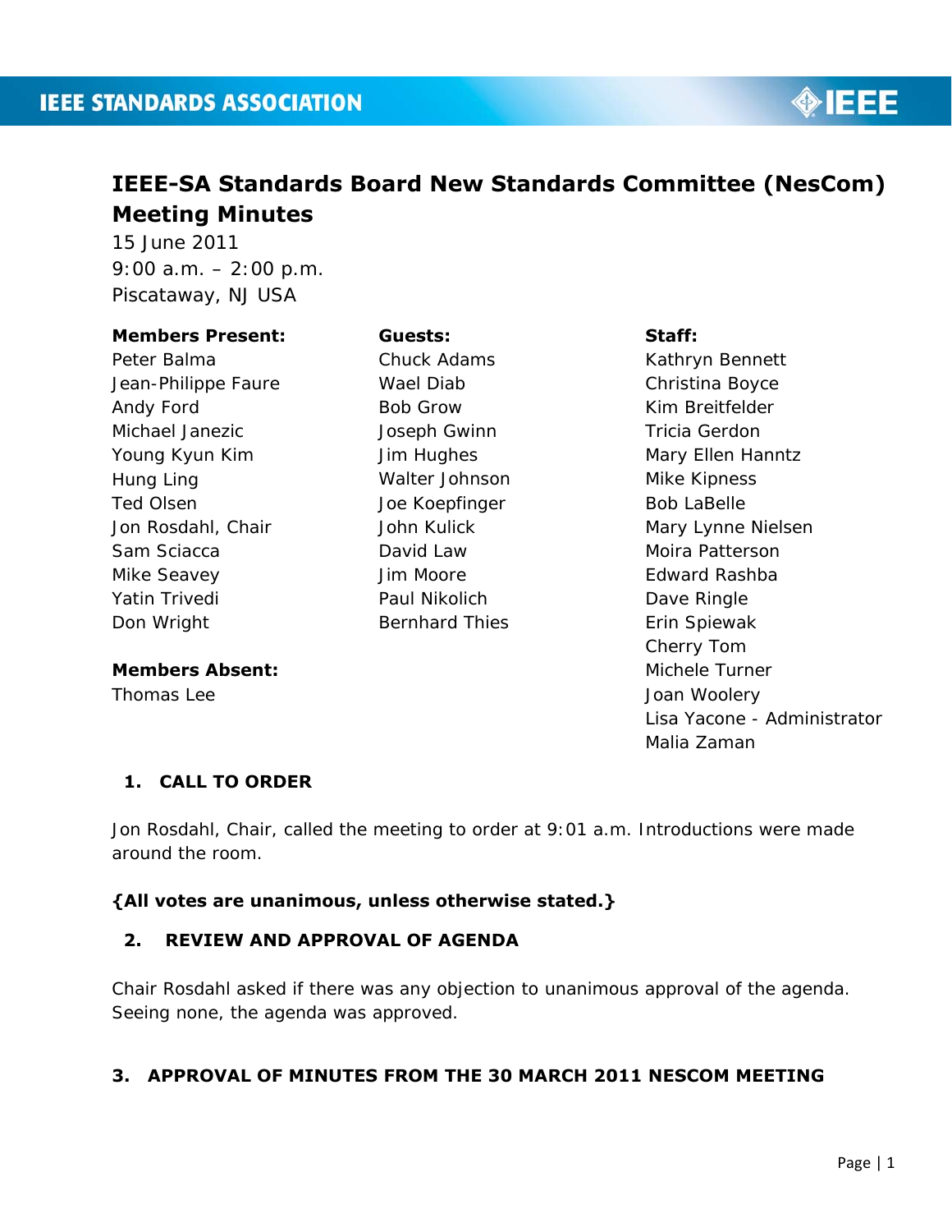# IEEE-SA Standards Board New Standards Committee (NesCom) Meeting Minutes

15 June 2011
9:00 a.m. – 2:00 p.m.
Piscataway, NJ USA

**Members Present:**
Peter Balma
Jean-Philippe Faure
Andy Ford
Michael Janezic
Young Kyun Kim
Hung Ling
Ted Olsen
Jon Rosdahl, Chair
Sam Sciacca
Mike Seavey
Yatin Trivedi
Don Wright

**Members Absent:**
Thomas Lee

**Guests:**
Chuck Adams
Wael Diab
Bob Grow
Joseph Gwinn
Jim Hughes
Walter Johnson
Joe Koepfinger
John Kulick
David Law
Jim Moore
Paul Nikolich
Bernhard Thies

**Staff:**
Kathryn Bennett
Christina Boyce
Kim Breitfelder
Tricia Gerdon
Mary Ellen Hanntz
Mike Kipness
Bob LaBelle
Mary Lynne Nielsen
Moira Patterson
Edward Rashba
Dave Ringle
Erin Spiewak
Cherry Tom
Michele Turner
Joan Woolery
Lisa Yacone - Administrator
Malia Zaman

## 1. CALL TO ORDER

Jon Rosdahl, Chair, called the meeting to order at 9:01 a.m. Introductions were made around the room.

**{All votes are unanimous, unless otherwise stated.}**

## 2. REVIEW AND APPROVAL OF AGENDA

Chair Rosdahl asked if there was any objection to unanimous approval of the agenda. Seeing none, the agenda was approved.

## 3. APPROVAL OF MINUTES FROM THE 30 MARCH 2011 NESCOM MEETING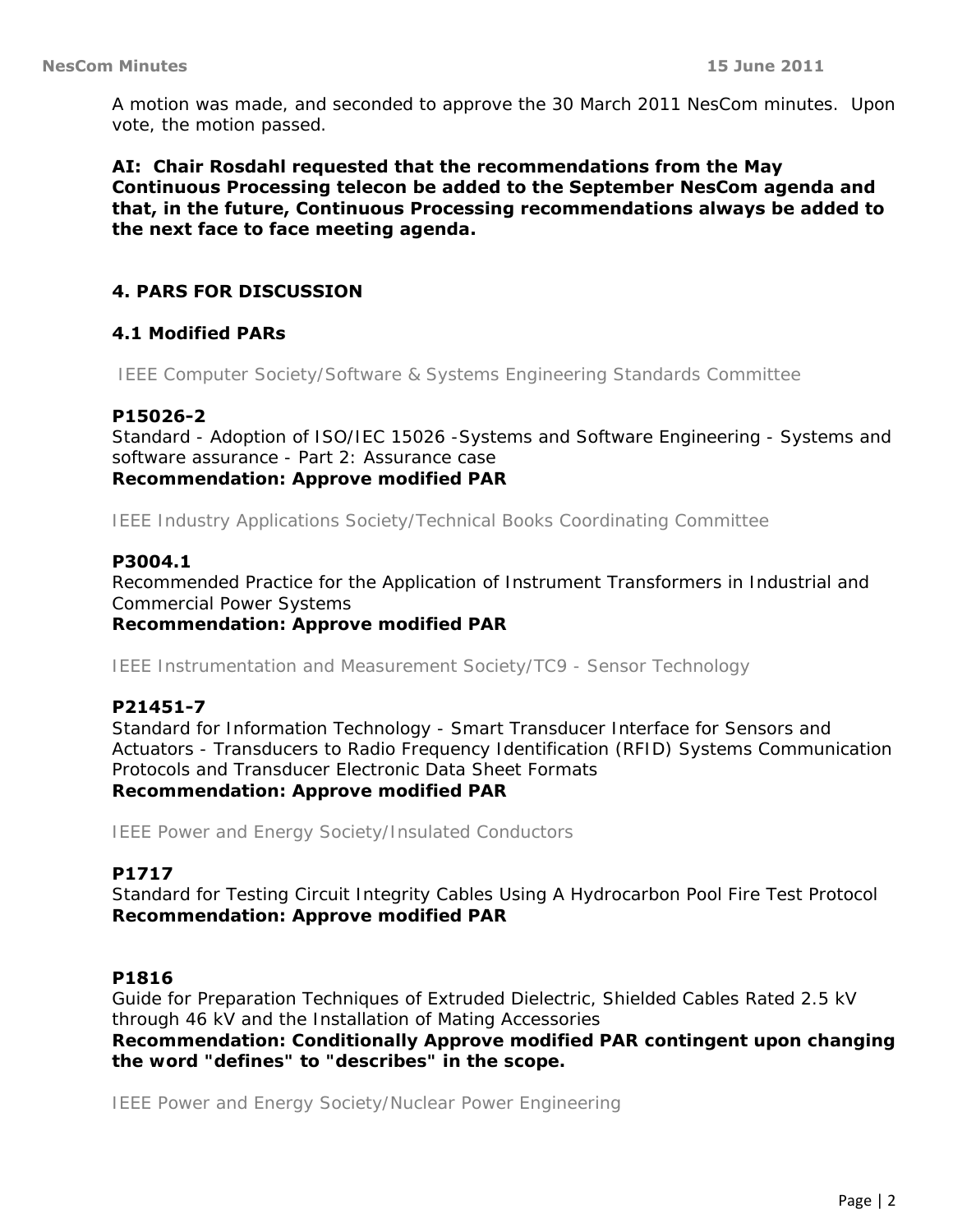A motion was made, and seconded to approve the 30 March 2011 NesCom minutes. Upon vote, the motion passed.

**AI: Chair Rosdahl requested that the recommendations from the May Continuous Processing telecon be added to the September NesCom agenda and that, in the future, Continuous Processing recommendations always be added to the next face to face meeting agenda.**

## 4. PARS FOR DISCUSSION

### 4.1 Modified PARs

IEEE Computer Society/Software & Systems Engineering Standards Committee

**P15026-2**
Standard - Adoption of ISO/IEC 15026 -Systems and Software Engineering - Systems and software assurance - Part 2: Assurance case
**Recommendation: Approve modified PAR**

IEEE Industry Applications Society/Technical Books Coordinating Committee

**P3004.1**
Recommended Practice for the Application of Instrument Transformers in Industrial and Commercial Power Systems
**Recommendation: Approve modified PAR**

IEEE Instrumentation and Measurement Society/TC9 - Sensor Technology

**P21451-7**
Standard for Information Technology - Smart Transducer Interface for Sensors and Actuators - Transducers to Radio Frequency Identification (RFID) Systems Communication Protocols and Transducer Electronic Data Sheet Formats
**Recommendation: Approve modified PAR**

IEEE Power and Energy Society/Insulated Conductors

**P1717**
Standard for Testing Circuit Integrity Cables Using A Hydrocarbon Pool Fire Test Protocol
**Recommendation: Approve modified PAR**

**P1816**
Guide for Preparation Techniques of Extruded Dielectric, Shielded Cables Rated 2.5 kV through 46 kV and the Installation of Mating Accessories
**Recommendation: Conditionally Approve modified PAR contingent upon changing the word "defines" to "describes" in the scope.**

IEEE Power and Energy Society/Nuclear Power Engineering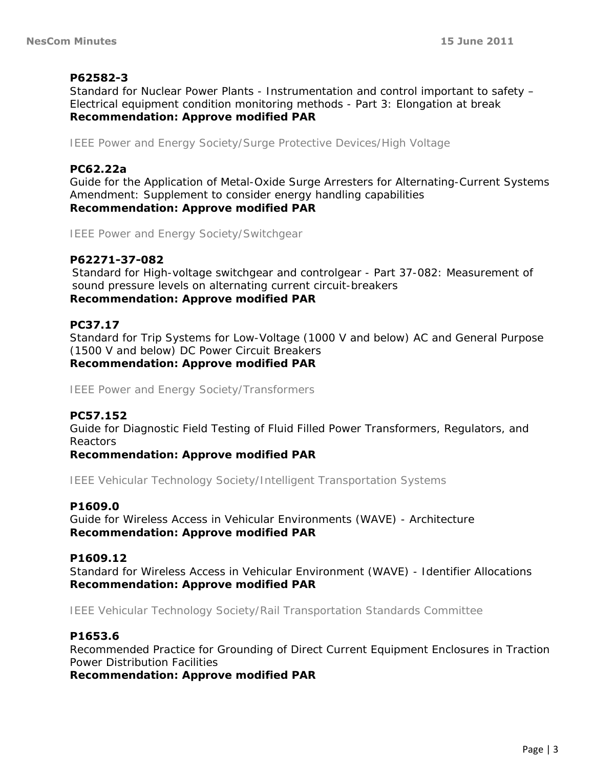**P62582-3**
Standard for Nuclear Power Plants - Instrumentation and control important to safety – Electrical equipment condition monitoring methods - Part 3: Elongation at break
**Recommendation: Approve modified PAR**

IEEE Power and Energy Society/Surge Protective Devices/High Voltage

**PC62.22a**
Guide for the Application of Metal-Oxide Surge Arresters for Alternating-Current Systems Amendment: Supplement to consider energy handling capabilities
**Recommendation: Approve modified PAR**

IEEE Power and Energy Society/Switchgear

**P62271-37-082**
Standard for High-voltage switchgear and controlgear - Part 37-082: Measurement of sound pressure levels on alternating current circuit-breakers
**Recommendation: Approve modified PAR**

**PC37.17**
Standard for Trip Systems for Low-Voltage (1000 V and below) AC and General Purpose (1500 V and below) DC Power Circuit Breakers
**Recommendation: Approve modified PAR**

IEEE Power and Energy Society/Transformers

**PC57.152**
Guide for Diagnostic Field Testing of Fluid Filled Power Transformers, Regulators, and Reactors
**Recommendation: Approve modified PAR**

IEEE Vehicular Technology Society/Intelligent Transportation Systems

**P1609.0**
Guide for Wireless Access in Vehicular Environments (WAVE) - Architecture
**Recommendation: Approve modified PAR**

**P1609.12**
Standard for Wireless Access in Vehicular Environment (WAVE) - Identifier Allocations
**Recommendation: Approve modified PAR**

IEEE Vehicular Technology Society/Rail Transportation Standards Committee

**P1653.6**
Recommended Practice for Grounding of Direct Current Equipment Enclosures in Traction Power Distribution Facilities
**Recommendation: Approve modified PAR**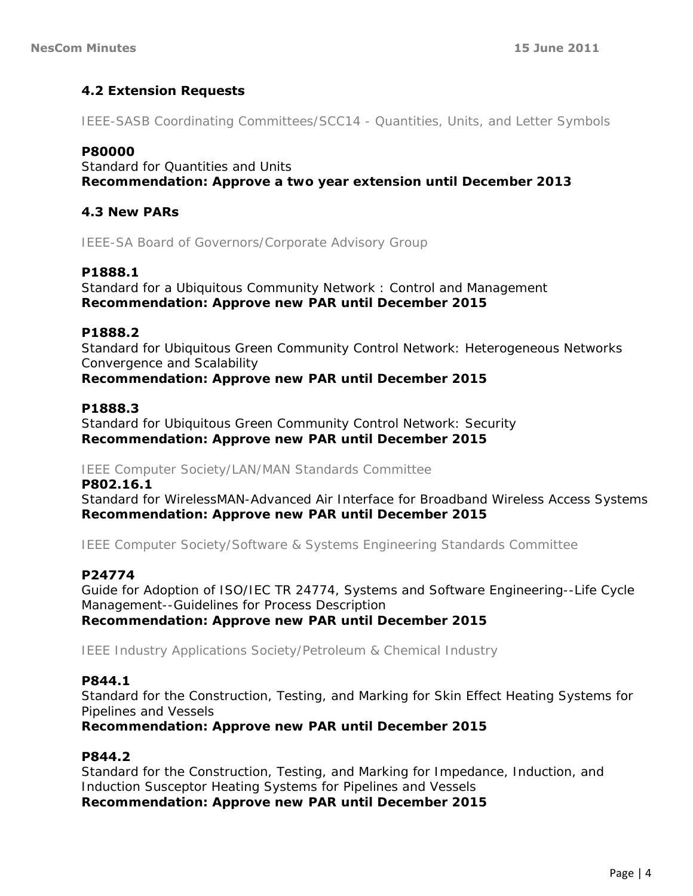### 4.2 Extension Requests

IEEE-SASB Coordinating Committees/SCC14 - Quantities, Units, and Letter Symbols

**P80000**
Standard for Quantities and Units
**Recommendation: Approve a two year extension until December 2013**

### 4.3 New PARs

IEEE-SA Board of Governors/Corporate Advisory Group

**P1888.1**
Standard for a Ubiquitous Community Network : Control and Management
**Recommendation: Approve new PAR until December 2015**

**P1888.2**
Standard for Ubiquitous Green Community Control Network: Heterogeneous Networks Convergence and Scalability
**Recommendation: Approve new PAR until December 2015**

**P1888.3**
Standard for Ubiquitous Green Community Control Network: Security
**Recommendation: Approve new PAR until December 2015**

IEEE Computer Society/LAN/MAN Standards Committee

**P802.16.1**
Standard for WirelessMAN-Advanced Air Interface for Broadband Wireless Access Systems
**Recommendation: Approve new PAR until December 2015**

IEEE Computer Society/Software & Systems Engineering Standards Committee

**P24774**
Guide for Adoption of ISO/IEC TR 24774, Systems and Software Engineering--Life Cycle Management--Guidelines for Process Description
**Recommendation: Approve new PAR until December 2015**

IEEE Industry Applications Society/Petroleum & Chemical Industry

**P844.1**
Standard for the Construction, Testing, and Marking for Skin Effect Heating Systems for Pipelines and Vessels
**Recommendation: Approve new PAR until December 2015**

**P844.2**
Standard for the Construction, Testing, and Marking for Impedance, Induction, and Induction Susceptor Heating Systems for Pipelines and Vessels
**Recommendation: Approve new PAR until December 2015**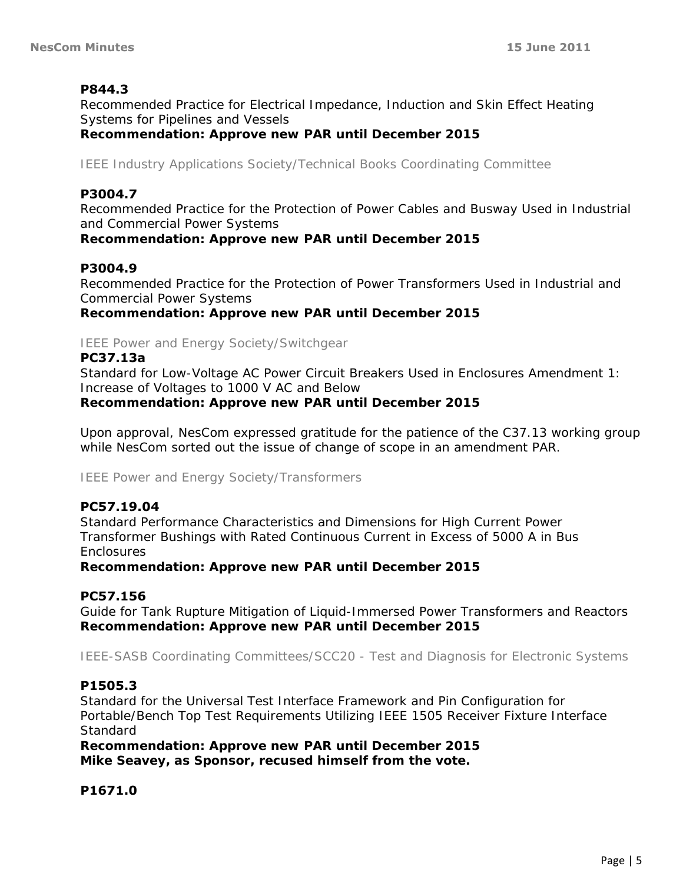**P844.3**
Recommended Practice for Electrical Impedance, Induction and Skin Effect Heating Systems for Pipelines and Vessels
**Recommendation: Approve new PAR until December 2015**

IEEE Industry Applications Society/Technical Books Coordinating Committee

**P3004.7**
Recommended Practice for the Protection of Power Cables and Busway Used in Industrial and Commercial Power Systems
**Recommendation: Approve new PAR until December 2015**

**P3004.9**
Recommended Practice for the Protection of Power Transformers Used in Industrial and Commercial Power Systems
**Recommendation: Approve new PAR until December 2015**

IEEE Power and Energy Society/Switchgear

**PC37.13a**
Standard for Low-Voltage AC Power Circuit Breakers Used in Enclosures Amendment 1: Increase of Voltages to 1000 V AC and Below
**Recommendation: Approve new PAR until December 2015**

Upon approval, NesCom expressed gratitude for the patience of the C37.13 working group while NesCom sorted out the issue of change of scope in an amendment PAR.

IEEE Power and Energy Society/Transformers

**PC57.19.04**
Standard Performance Characteristics and Dimensions for High Current Power Transformer Bushings with Rated Continuous Current in Excess of 5000 A in Bus Enclosures
**Recommendation: Approve new PAR until December 2015**

**PC57.156**
Guide for Tank Rupture Mitigation of Liquid-Immersed Power Transformers and Reactors
**Recommendation: Approve new PAR until December 2015**

IEEE-SASB Coordinating Committees/SCC20 - Test and Diagnosis for Electronic Systems

**P1505.3**
Standard for the Universal Test Interface Framework and Pin Configuration for Portable/Bench Top Test Requirements Utilizing IEEE 1505 Receiver Fixture Interface Standard
**Recommendation: Approve new PAR until December 2015**
**Mike Seavey, as Sponsor, recused himself from the vote.**

**P1671.0**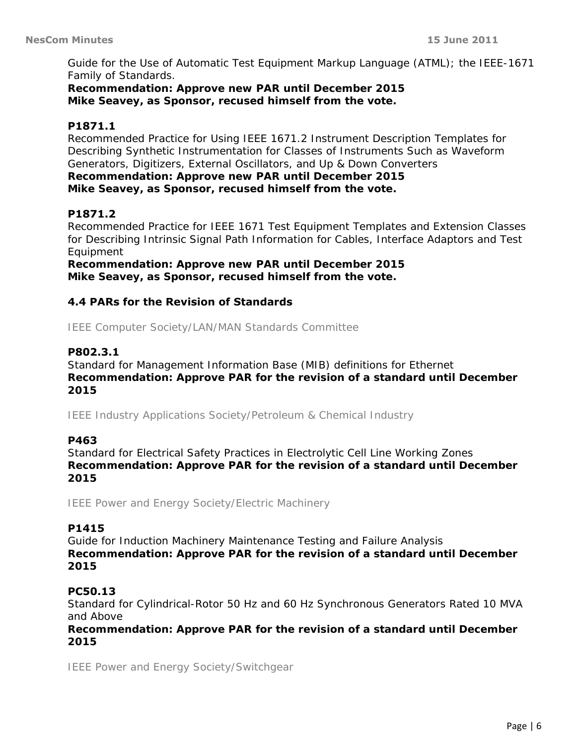Guide for the Use of Automatic Test Equipment Markup Language (ATML); the IEEE-1671 Family of Standards.
**Recommendation: Approve new PAR until December 2015**
**Mike Seavey, as Sponsor, recused himself from the vote.**

**P1871.1**
Recommended Practice for Using IEEE 1671.2 Instrument Description Templates for Describing Synthetic Instrumentation for Classes of Instruments Such as Waveform Generators, Digitizers, External Oscillators, and Up & Down Converters
**Recommendation: Approve new PAR until December 2015**
**Mike Seavey, as Sponsor, recused himself from the vote.**

**P1871.2**
Recommended Practice for IEEE 1671 Test Equipment Templates and Extension Classes for Describing Intrinsic Signal Path Information for Cables, Interface Adaptors and Test Equipment
**Recommendation: Approve new PAR until December 2015**
**Mike Seavey, as Sponsor, recused himself from the vote.**

### 4.4 PARs for the Revision of Standards

IEEE Computer Society/LAN/MAN Standards Committee

**P802.3.1**
Standard for Management Information Base (MIB) definitions for Ethernet
**Recommendation: Approve PAR for the revision of a standard until December 2015**

IEEE Industry Applications Society/Petroleum & Chemical Industry

**P463**
Standard for Electrical Safety Practices in Electrolytic Cell Line Working Zones
**Recommendation: Approve PAR for the revision of a standard until December 2015**

IEEE Power and Energy Society/Electric Machinery

**P1415**
Guide for Induction Machinery Maintenance Testing and Failure Analysis
**Recommendation: Approve PAR for the revision of a standard until December 2015**

**PC50.13**
Standard for Cylindrical-Rotor 50 Hz and 60 Hz Synchronous Generators Rated 10 MVA and Above
**Recommendation: Approve PAR for the revision of a standard until December 2015**

IEEE Power and Energy Society/Switchgear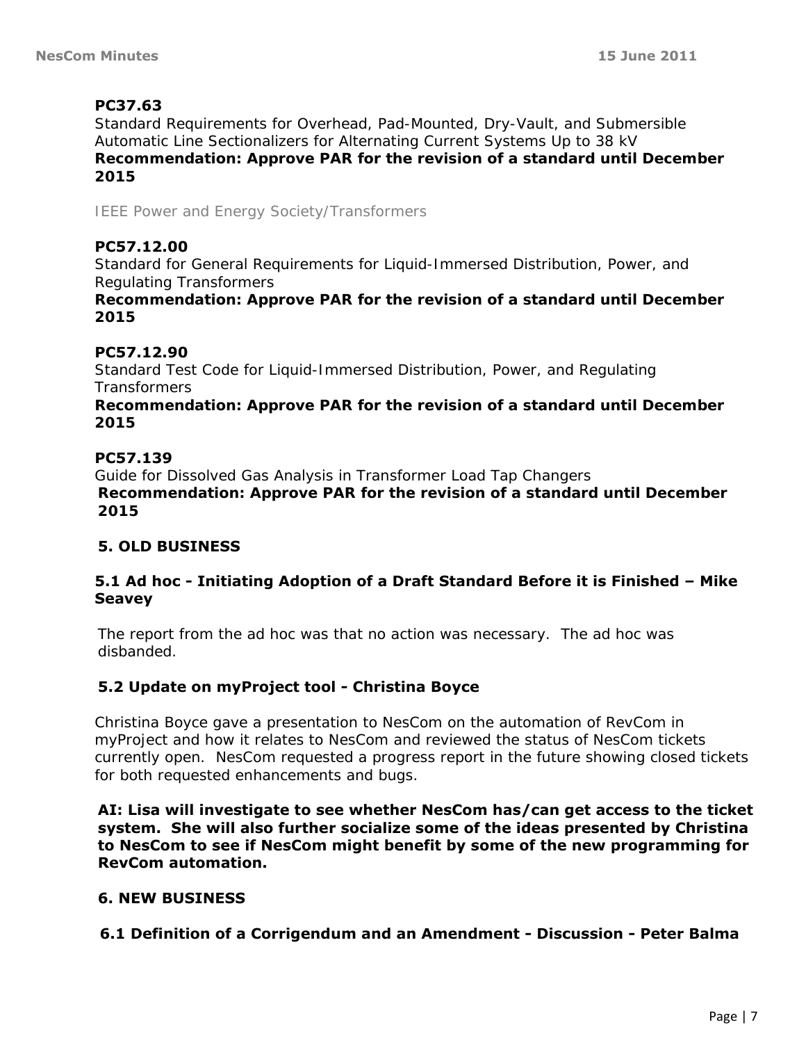**PC37.63**

Standard Requirements for Overhead, Pad-Mounted, Dry-Vault, and Submersible Automatic Line Sectionalizers for Alternating Current Systems Up to 38 kV

**Recommendation: Approve PAR for the revision of a standard until December 2015**

IEEE Power and Energy Society/Transformers

**PC57.12.00**

Standard for General Requirements for Liquid-Immersed Distribution, Power, and Regulating Transformers

**Recommendation: Approve PAR for the revision of a standard until December 2015**

**PC57.12.90**

Standard Test Code for Liquid-Immersed Distribution, Power, and Regulating Transformers

**Recommendation: Approve PAR for the revision of a standard until December 2015**

**PC57.139**

Guide for Dissolved Gas Analysis in Transformer Load Tap Changers

**Recommendation: Approve PAR for the revision of a standard until December 2015**

## 5. OLD BUSINESS

### 5.1 Ad hoc - Initiating Adoption of a Draft Standard Before it is Finished – Mike Seavey

The report from the ad hoc was that no action was necessary. The ad hoc was disbanded.

### 5.2 Update on myProject tool - Christina Boyce

Christina Boyce gave a presentation to NesCom on the automation of RevCom in myProject and how it relates to NesCom and reviewed the status of NesCom tickets currently open. NesCom requested a progress report in the future showing closed tickets for both requested enhancements and bugs.

**AI: Lisa will investigate to see whether NesCom has/can get access to the ticket system. She will also further socialize some of the ideas presented by Christina to NesCom to see if NesCom might benefit by some of the new programming for RevCom automation.**

## 6. NEW BUSINESS

### 6.1 Definition of a Corrigendum and an Amendment - Discussion - Peter Balma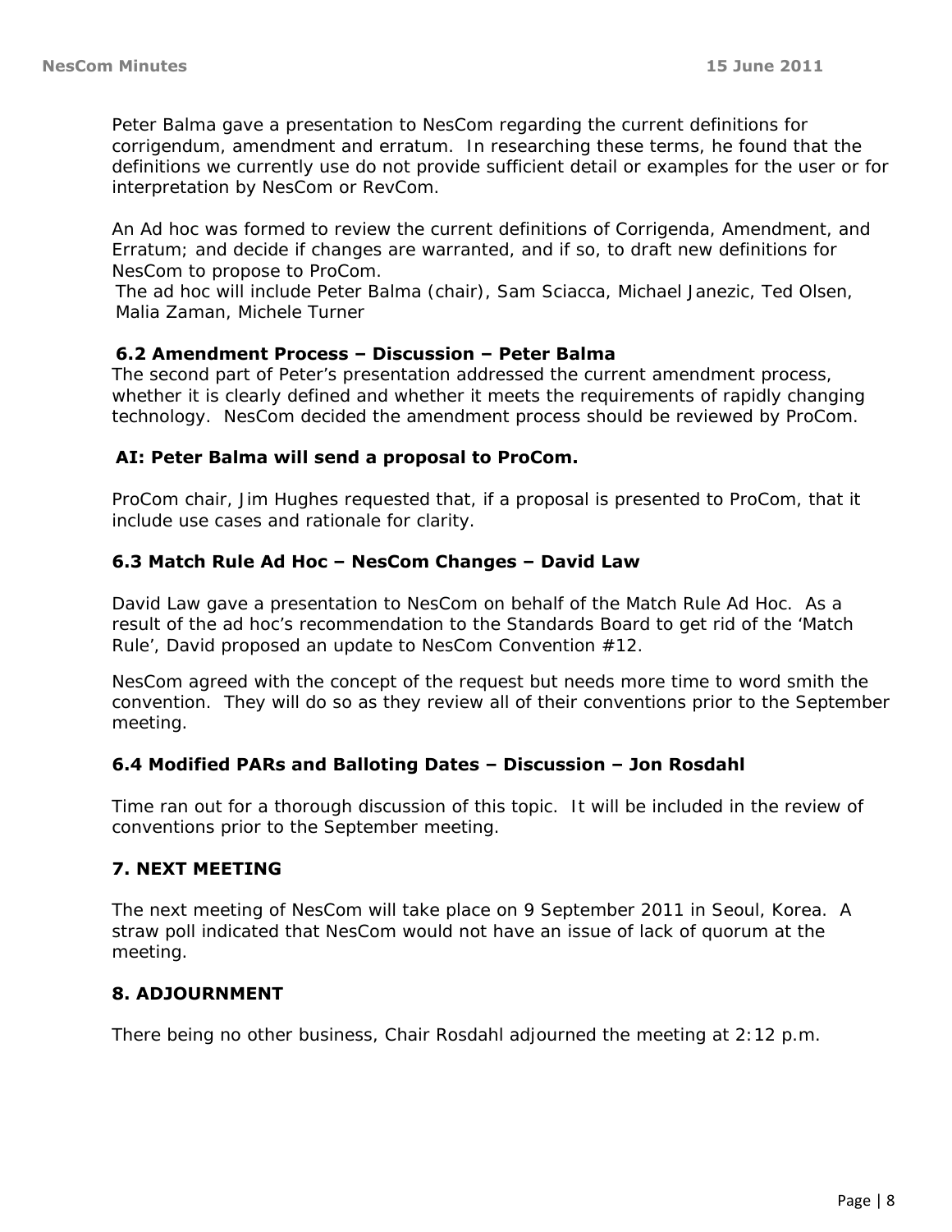Peter Balma gave a presentation to NesCom regarding the current definitions for corrigendum, amendment and erratum. In researching these terms, he found that the definitions we currently use do not provide sufficient detail or examples for the user or for interpretation by NesCom or RevCom.

An Ad hoc was formed to review the current definitions of Corrigenda, Amendment, and Erratum; and decide if changes are warranted, and if so, to draft new definitions for NesCom to propose to ProCom.
The ad hoc will include Peter Balma (chair), Sam Sciacca, Michael Janezic, Ted Olsen, Malia Zaman, Michele Turner

### 6.2 Amendment Process – Discussion – Peter Balma

The second part of Peter's presentation addressed the current amendment process, whether it is clearly defined and whether it meets the requirements of rapidly changing technology. NesCom decided the amendment process should be reviewed by ProCom.

**AI: Peter Balma will send a proposal to ProCom.**

ProCom chair, Jim Hughes requested that, if a proposal is presented to ProCom, that it include use cases and rationale for clarity.

### 6.3 Match Rule Ad Hoc – NesCom Changes – David Law

David Law gave a presentation to NesCom on behalf of the Match Rule Ad Hoc. As a result of the ad hoc's recommendation to the Standards Board to get rid of the 'Match Rule', David proposed an update to NesCom Convention #12.

NesCom agreed with the concept of the request but needs more time to word smith the convention. They will do so as they review all of their conventions prior to the September meeting.

### 6.4 Modified PARs and Balloting Dates – Discussion – Jon Rosdahl

Time ran out for a thorough discussion of this topic. It will be included in the review of conventions prior to the September meeting.

## 7. NEXT MEETING

The next meeting of NesCom will take place on 9 September 2011 in Seoul, Korea. A straw poll indicated that NesCom would not have an issue of lack of quorum at the meeting.

## 8. ADJOURNMENT

There being no other business, Chair Rosdahl adjourned the meeting at 2:12 p.m.